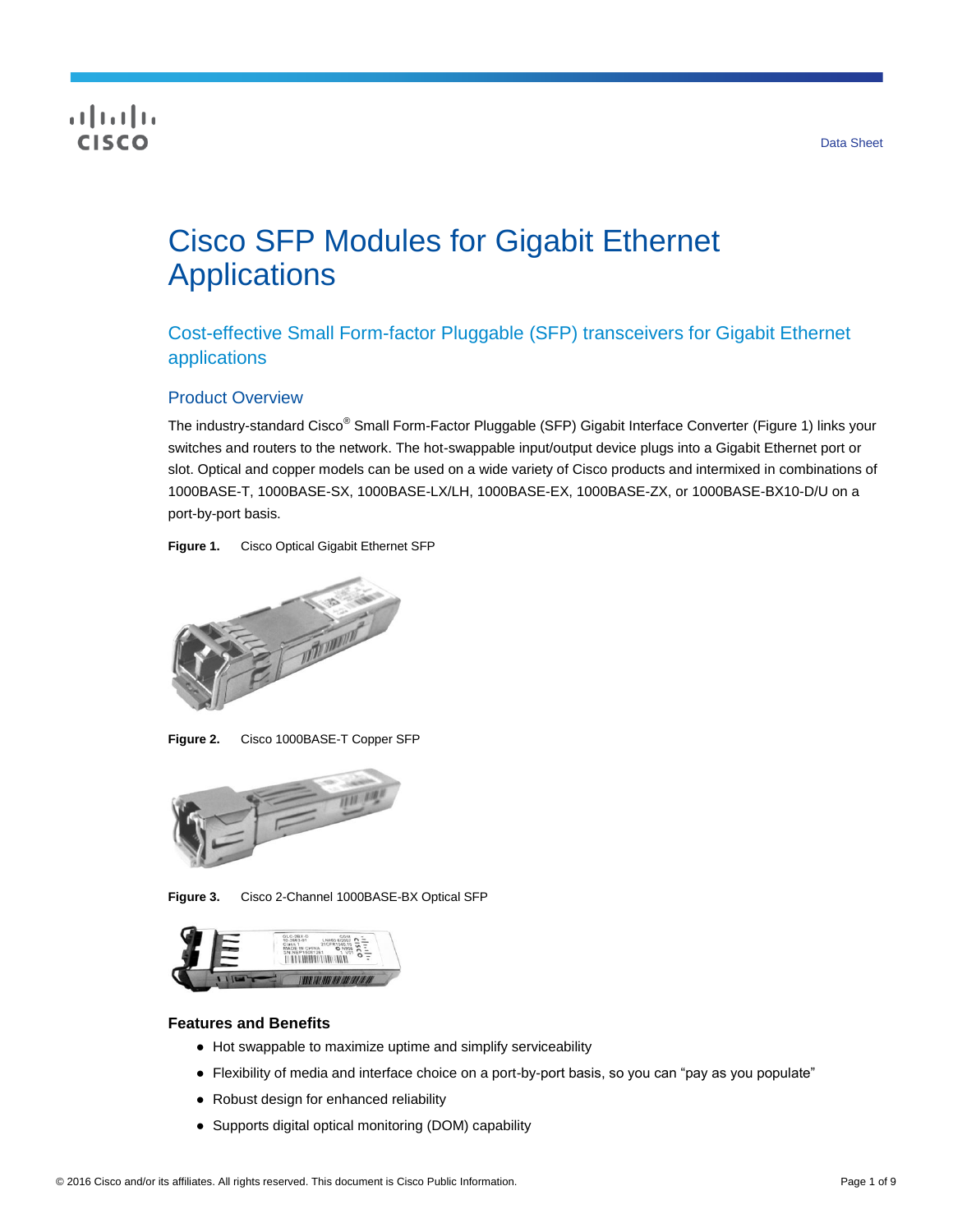Data Sheet

# Cisco SFP Modules for Gigabit Ethernet Applications

## Cost-effective Small Form-factor Pluggable (SFP) transceivers for Gigabit Ethernet applications

### Product Overview

The industry-standard Cisco® Small Form-Factor Pluggable (SFP) Gigabit Interface Converter (Figure 1) links your switches and routers to the network. The hot-swappable input/output device plugs into a Gigabit Ethernet port or slot. Optical and copper models can be used on a wide variety of Cisco products and intermixed in combinations of 1000BASE-T, 1000BASE-SX, 1000BASE-LX/LH, 1000BASE-EX, 1000BASE-ZX, or 1000BASE-BX10-D/U on a port-by-port basis.

**Figure 1.** Cisco Optical Gigabit Ethernet SFP

**Figure 2.** Cisco 1000BASE-T Copper SFP

**Figure 3.** Cisco 2-Channel 1000BASE-BX Optical SFP

#### Features and Benefits

- Hot swappable to maximize uptime and simplify serviceability
- Flexibility of media and interface choice on a port-by-port basis, so you can "pay as you populate"
- Robust design for enhanced reliability
- Supports digital optical monitoring (DOM) capability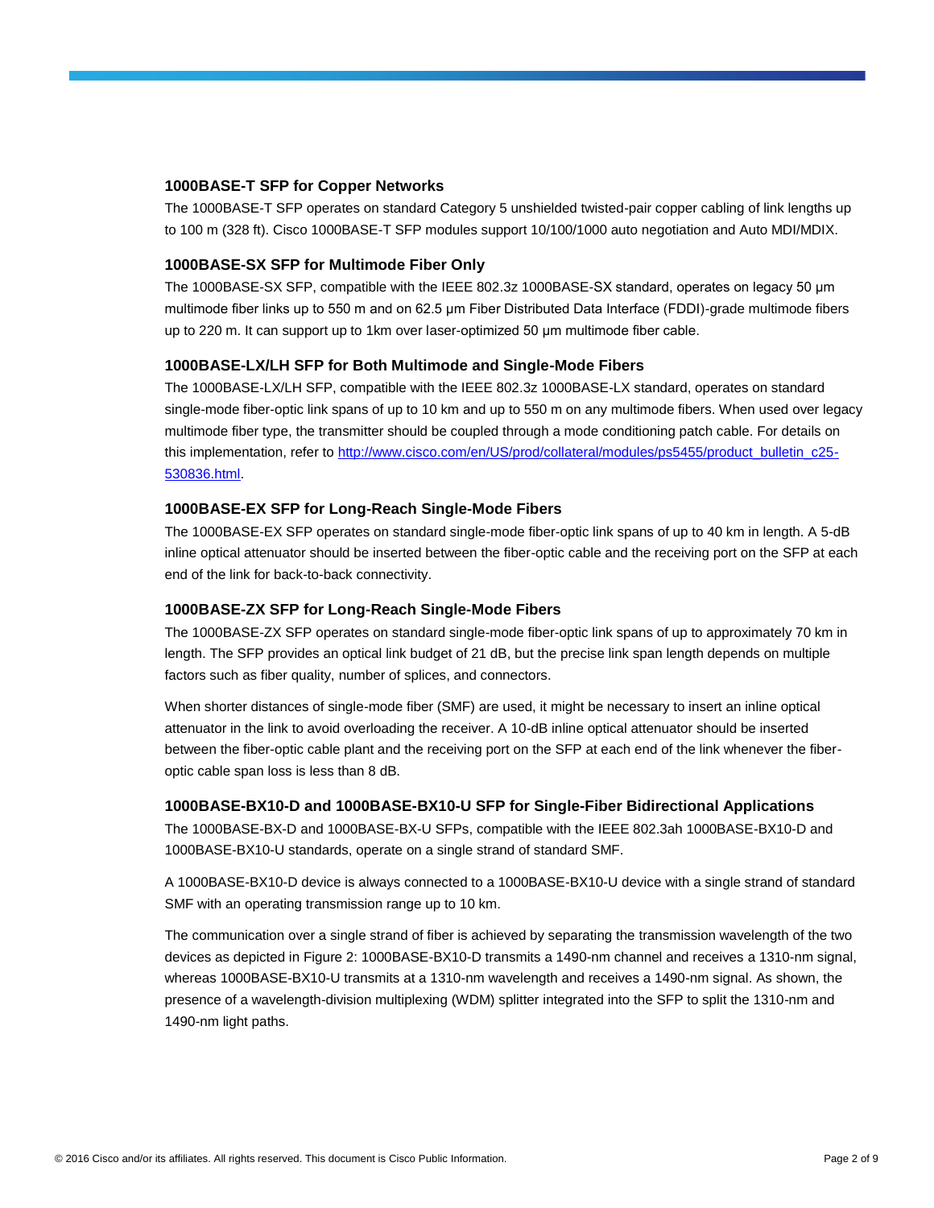### 1000BASE-T SFP for Copper Networks

The 1000BASE-T SFP operates on standard Category 5 unshielded twisted-pair copper cabling of link lengths up to 100 m (328 ft). Cisco 1000BASE-T SFP modules support 10/100/1000 auto negotiation and Auto MDI/MDIX.

### 1000BASE-SX SFP for Multimode Fiber Only

The 1000BASE-SX SFP, compatible with the IEEE 802.3z 1000BASE-SX standard, operates on legacy 50 μm multimode fiber links up to 550 m and on 62.5 μm Fiber Distributed Data Interface (FDDI)-grade multimode fibers up to 220 m. It can support up to 1km over laser-optimized 50 μm multimode fiber cable.

### 1000BASE-LX/LH SFP for Both Multimode and Single-Mode Fibers

The 1000BASE-LX/LH SFP, compatible with the IEEE 802.3z 1000BASE-LX standard, operates on standard single-mode fiber-optic link spans of up to 10 km and up to 550 m on any multimode fibers. When used over legacy multimode fiber type, the transmitter should be coupled through a mode conditioning patch cable. For details on this implementation, refer to [http://www.cisco.com/en/US/prod/collateral/modules/ps5455/product_bulletin_c25-530836.html](http://www.cisco.com/en/US/prod/collateral/modules/ps5455/product_bulletin_c25-530836.html).

### 1000BASE-EX SFP for Long-Reach Single-Mode Fibers

The 1000BASE-EX SFP operates on standard single-mode fiber-optic link spans of up to 40 km in length. A 5-dB inline optical attenuator should be inserted between the fiber-optic cable and the receiving port on the SFP at each end of the link for back-to-back connectivity.

### 1000BASE-ZX SFP for Long-Reach Single-Mode Fibers

The 1000BASE-ZX SFP operates on standard single-mode fiber-optic link spans of up to approximately 70 km in length. The SFP provides an optical link budget of 21 dB, but the precise link span length depends on multiple factors such as fiber quality, number of splices, and connectors.

When shorter distances of single-mode fiber (SMF) are used, it might be necessary to insert an inline optical attenuator in the link to avoid overloading the receiver. A 10-dB inline optical attenuator should be inserted between the fiber-optic cable plant and the receiving port on the SFP at each end of the link whenever the fiber-optic cable span loss is less than 8 dB.

### 1000BASE-BX10-D and 1000BASE-BX10-U SFP for Single-Fiber Bidirectional Applications

The 1000BASE-BX-D and 1000BASE-BX-U SFPs, compatible with the IEEE 802.3ah 1000BASE-BX10-D and 1000BASE-BX10-U standards, operate on a single strand of standard SMF.

A 1000BASE-BX10-D device is always connected to a 1000BASE-BX10-U device with a single strand of standard SMF with an operating transmission range up to 10 km.

The communication over a single strand of fiber is achieved by separating the transmission wavelength of the two devices as depicted in Figure 2: 1000BASE-BX10-D transmits a 1490-nm channel and receives a 1310-nm signal, whereas 1000BASE-BX10-U transmits at a 1310-nm wavelength and receives a 1490-nm signal. As shown, the presence of a wavelength-division multiplexing (WDM) splitter integrated into the SFP to split the 1310-nm and 1490-nm light paths.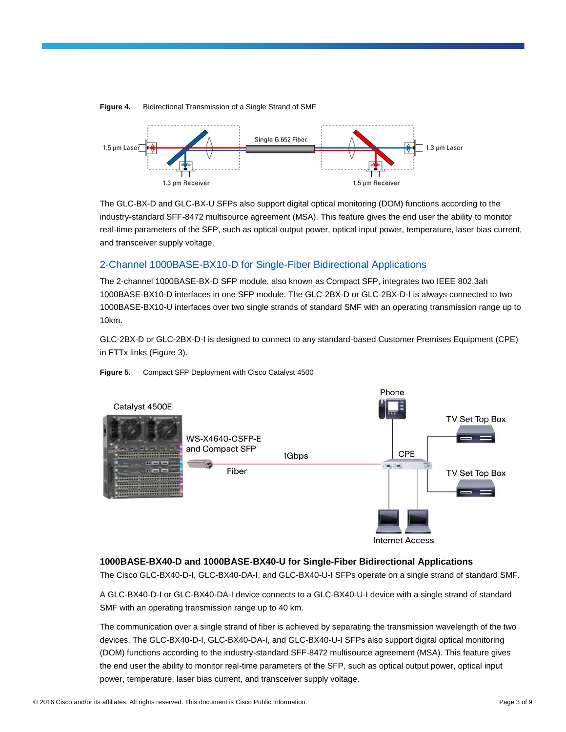**Figure 4.** Bidirectional Transmission of a Single Strand of SMF

The GLC-BX-D and GLC-BX-U SFPs also support digital optical monitoring (DOM) functions according to the industry-standard SFF-8472 multisource agreement (MSA). This feature gives the end user the ability to monitor real-time parameters of the SFP, such as optical output power, optical input power, temperature, laser bias current, and transceiver supply voltage.

## 2-Channel 1000BASE-BX10-D for Single-Fiber Bidirectional Applications

The 2-channel 1000BASE-BX-D SFP module, also known as Compact SFP, integrates two IEEE 802.3ah 1000BASE-BX10-D interfaces in one SFP module. The GLC-2BX-D or GLC-2BX-D-I is always connected to two 1000BASE-BX10-U interfaces over two single strands of standard SMF with an operating transmission range up to 10km.

GLC-2BX-D or GLC-2BX-D-I is designed to connect to any standard-based Customer Premises Equipment (CPE) in FTTx links (Figure 3).

**Figure 5.** Compact SFP Deployment with Cisco Catalyst 4500

### 1000BASE-BX40-D and 1000BASE-BX40-U for Single-Fiber Bidirectional Applications

The Cisco GLC-BX40-D-I, GLC-BX40-DA-I, and GLC-BX40-U-I SFPs operate on a single strand of standard SMF.

A GLC-BX40-D-I or GLC-BX40-DA-I device connects to a GLC-BX40-U-I device with a single strand of standard SMF with an operating transmission range up to 40 km.

The communication over a single strand of fiber is achieved by separating the transmission wavelength of the two devices. The GLC-BX40-D-I, GLC-BX40-DA-I, and GLC-BX40-U-I SFPs also support digital optical monitoring (DOM) functions according to the industry-standard SFF-8472 multisource agreement (MSA). This feature gives the end user the ability to monitor real-time parameters of the SFP, such as optical output power, optical input power, temperature, laser bias current, and transceiver supply voltage.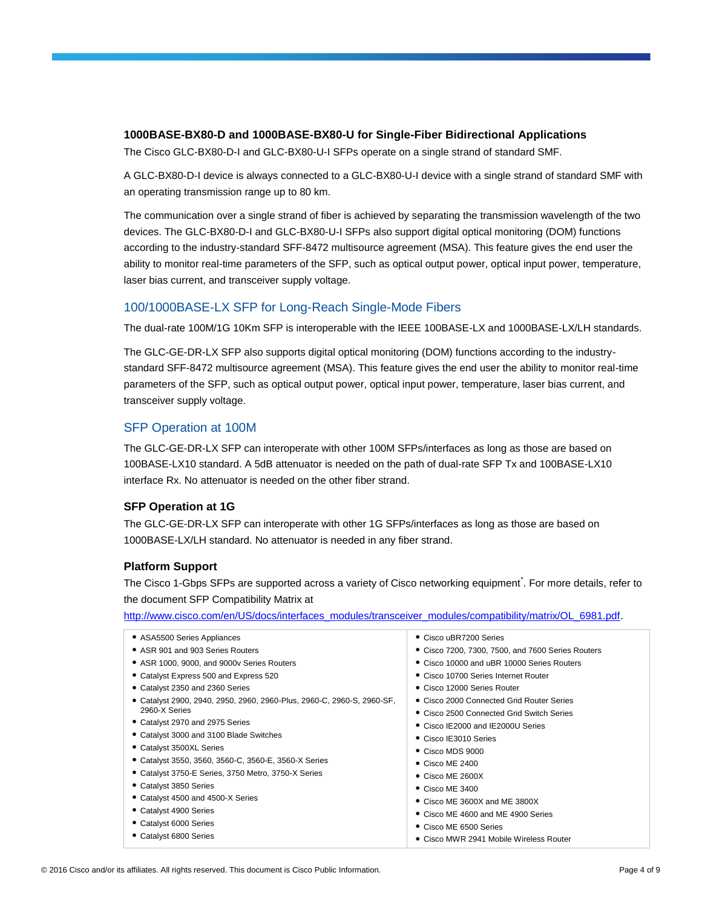### 1000BASE-BX80-D and 1000BASE-BX80-U for Single-Fiber Bidirectional Applications

The Cisco GLC-BX80-D-I and GLC-BX80-U-I SFPs operate on a single strand of standard SMF.

A GLC-BX80-D-I device is always connected to a GLC-BX80-U-I device with a single strand of standard SMF with an operating transmission range up to 80 km.

The communication over a single strand of fiber is achieved by separating the transmission wavelength of the two devices. The GLC-BX80-D-I and GLC-BX80-U-I SFPs also support digital optical monitoring (DOM) functions according to the industry-standard SFF-8472 multisource agreement (MSA). This feature gives the end user the ability to monitor real-time parameters of the SFP, such as optical output power, optical input power, temperature, laser bias current, and transceiver supply voltage.

## 100/1000BASE-LX SFP for Long-Reach Single-Mode Fibers

The dual-rate 100M/1G 10Km SFP is interoperable with the IEEE 100BASE-LX and 1000BASE-LX/LH standards.

The GLC-GE-DR-LX SFP also supports digital optical monitoring (DOM) functions according to the industry-standard SFF-8472 multisource agreement (MSA). This feature gives the end user the ability to monitor real-time parameters of the SFP, such as optical output power, optical input power, temperature, laser bias current, and transceiver supply voltage.

## SFP Operation at 100M

The GLC-GE-DR-LX SFP can interoperate with other 100M SFPs/interfaces as long as those are based on 100BASE-LX10 standard. A 5dB attenuator is needed on the path of dual-rate SFP Tx and 100BASE-LX10 interface Rx. No attenuator is needed on the other fiber strand.

### SFP Operation at 1G

The GLC-GE-DR-LX SFP can interoperate with other 1G SFPs/interfaces as long as those are based on 1000BASE-LX/LH standard. No attenuator is needed in any fiber strand.

### Platform Support

The Cisco 1-Gbps SFPs are supported across a variety of Cisco networking equipment*. For more details, refer to the document SFP Compatibility Matrix at http://www.cisco.com/en/US/docs/interfaces_modules/transceiver_modules/compatibility/matrix/OL_6981.pdf.

- ASA5500 Series Appliances
- ASR 901 and 903 Series Routers
- ASR 1000, 9000, and 9000v Series Routers
- Catalyst Express 500 and Express 520
- Catalyst 2350 and 2360 Series
- Catalyst 2900, 2940, 2950, 2960, 2960-Plus, 2960-C, 2960-S, 2960-SF, 2960-X Series
- Catalyst 2970 and 2975 Series
- Catalyst 3000 and 3100 Blade Switches
- Catalyst 3500XL Series
- Catalyst 3550, 3560, 3560-C, 3560-E, 3560-X Series
- Catalyst 3750-E Series, 3750 Metro, 3750-X Series
- Catalyst 3850 Series
- Catalyst 4500 and 4500-X Series
- Catalyst 4900 Series
- Catalyst 6000 Series
- Catalyst 6800 Series
- Cisco uBR7200 Series
- Cisco 7200, 7300, 7500, and 7600 Series Routers
- Cisco 10000 and uBR 10000 Series Routers
- Cisco 10700 Series Internet Router
- Cisco 12000 Series Router
- Cisco 2000 Connected Grid Router Series
- Cisco 2500 Connected Grid Switch Series
- Cisco IE2000 and IE2000U Series
- Cisco IE3010 Series
- Cisco MDS 9000
- Cisco ME 2400
- Cisco ME 2600X
- Cisco ME 3400
- Cisco ME 3600X and ME 3800X
- Cisco ME 4600 and ME 4900 Series
- Cisco ME 6500 Series
- Cisco MWR 2941 Mobile Wireless Router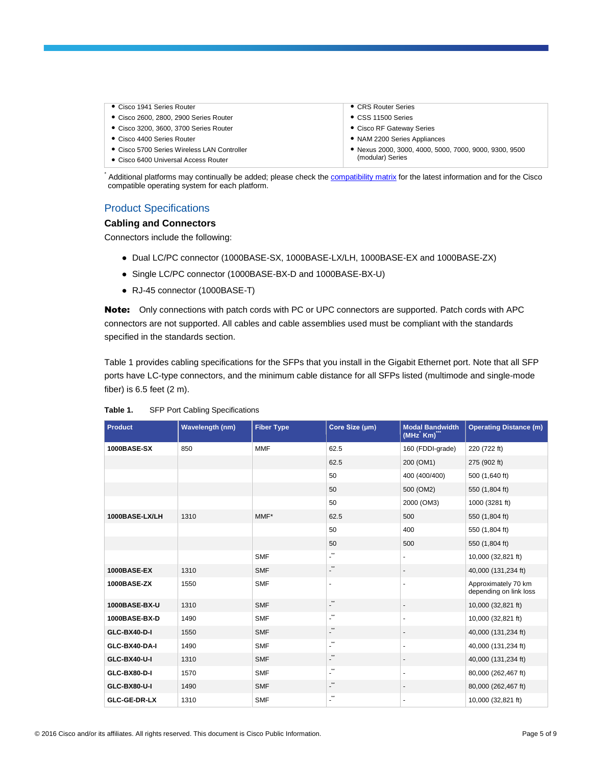| | |
|---|---|
| • Cisco 1941 Series Router | • CRS Router Series |
| • Cisco 2600, 2800, 2900 Series Router | • CSS 11500 Series |
| • Cisco 3200, 3600, 3700 Series Router | • Cisco RF Gateway Series |
| • Cisco 4400 Series Router | • NAM 2200 Series Appliances |
| • Cisco 5700 Series Wireless LAN Controller | • Nexus 2000, 3000, 4000, 5000, 7000, 9000, 9300, 9500 (modular) Series |
| • Cisco 6400 Universal Access Router | |

* Additional platforms may continually be added; please check the compatibility matrix for the latest information and for the Cisco compatible operating system for each platform.

## Product Specifications

### Cabling and Connectors

Connectors include the following:

- Dual LC/PC connector (1000BASE-SX, 1000BASE-LX/LH, 1000BASE-EX and 1000BASE-ZX)
- Single LC/PC connector (1000BASE-BX-D and 1000BASE-BX-U)
- RJ-45 connector (1000BASE-T)

**Note:** Only connections with patch cords with PC or UPC connectors are supported. Patch cords with APC connectors are not supported. All cables and cable assemblies used must be compliant with the standards specified in the standards section.

Table 1 provides cabling specifications for the SFPs that you install in the Gigabit Ethernet port. Note that all SFP ports have LC-type connectors, and the minimum cable distance for all SFPs listed (multimode and single-mode fiber) is 6.5 feet (2 m).

**Table 1.** SFP Port Cabling Specifications

| Product | Wavelength (nm) | Fiber Type | Core Size (µm) | Modal Bandwidth (MHz* Km)*** | Operating Distance (m) |
|---|---|---|---|---|---|
| **1000BASE-SX** | 850 | MMF | 62.5 | 160 (FDDI-grade) | 220 (722 ft) |
| | | | 62.5 | 200 (OM1) | 275 (902 ft) |
| | | | 50 | 400 (400/400) | 500 (1,640 ft) |
| | | | 50 | 500 (OM2) | 550 (1,804 ft) |
| | | | 50 | 2000 (OM3) | 1000 (3281 ft) |
| **1000BASE-LX/LH** | 1310 | MMF* | 62.5 | 500 | 550 (1,804 ft) |
| | | | 50 | 400 | 550 (1,804 ft) |
| | | | 50 | 500 | 550 (1,804 ft) |
| | | SMF | -** | - | 10,000 (32,821 ft) |
| **1000BASE-EX** | 1310 | SMF | -** | - | 40,000 (131,234 ft) |
| **1000BASE-ZX** | 1550 | SMF | - | - | Approximately 70 km depending on link loss |
| **1000BASE-BX-U** | 1310 | SMF | -** | - | 10,000 (32,821 ft) |
| **1000BASE-BX-D** | 1490 | SMF | -** | - | 10,000 (32,821 ft) |
| **GLC-BX40-D-I** | 1550 | SMF | -** | - | 40,000 (131,234 ft) |
| **GLC-BX40-DA-I** | 1490 | SMF | -** | - | 40,000 (131,234 ft) |
| **GLC-BX40-U-I** | 1310 | SMF | -** | - | 40,000 (131,234 ft) |
| **GLC-BX80-D-I** | 1570 | SMF | -** | - | 80,000 (262,467 ft) |
| **GLC-BX80-U-I** | 1490 | SMF | -** | - | 80,000 (262,467 ft) |
| **GLC-GE-DR-LX** | 1310 | SMF | -** | - | 10,000 (32,821 ft) |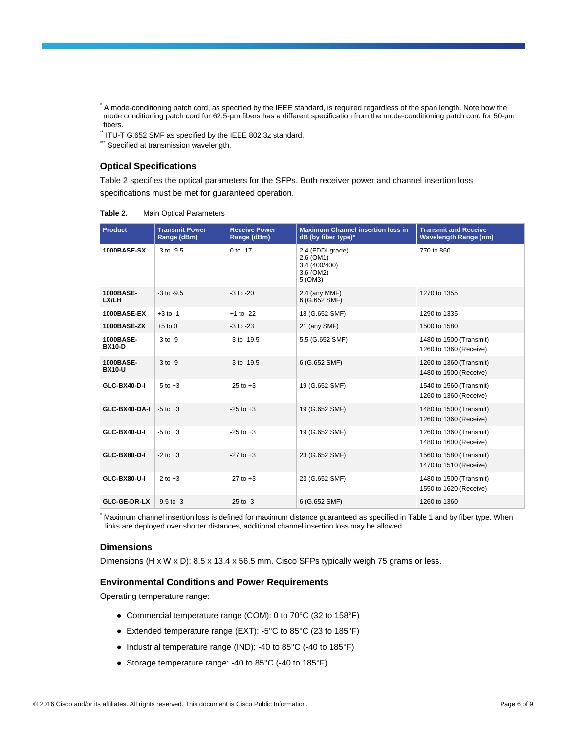[*] A mode-conditioning patch cord, as specified by the IEEE standard, is required regardless of the span length. Note how the mode conditioning patch cord for 62.5-μm fibers has a different specification from the mode-conditioning patch cord for 50-μm fibers.

[**] ITU-T G.652 SMF as specified by the IEEE 802.3z standard.

[***] Specified at transmission wavelength.

### Optical Specifications

Table 2 specifies the optical parameters for the SFPs. Both receiver power and channel insertion loss specifications must be met for guaranteed operation.

**Table 2.** Main Optical Parameters

| Product | Transmit Power Range (dBm) | Receive Power Range (dBm) | Maximum Channel insertion loss in dB (by fiber type)* | Transmit and Receive Wavelength Range (nm) |
|---|---|---|---|---|
| **1000BASE-SX** | -3 to -9.5 | 0 to -17 | 2.4 (FDDI-grade)<br>2.6 (OM1)<br>3.4 (400/400)<br>3.6 (OM2)<br>5 (OM3) | 770 to 860 |
| **1000BASE-LX/LH** | -3 to -9.5 | -3 to -20 | 2.4 (any MMF)<br>6 (G.652 SMF) | 1270 to 1355 |
| **1000BASE-EX** | +3 to -1 | +1 to -22 | 18 (G.652 SMF) | 1290 to 1335 |
| **1000BASE-ZX** | +5 to 0 | -3 to -23 | 21 (any SMF) | 1500 to 1580 |
| **1000BASE-BX10-D** | -3 to -9 | -3 to -19.5 | 5.5 (G.652 SMF) | 1480 to 1500 (Transmit)<br>1260 to 1360 (Receive) |
| **1000BASE-BX10-U** | -3 to -9 | -3 to -19.5 | 6 (G.652 SMF) | 1260 to 1360 (Transmit)<br>1480 to 1500 (Receive) |
| **GLC-BX40-D-I** | -5 to +3 | -25 to +3 | 19 (G.652 SMF) | 1540 to 1560 (Transmit)<br>1260 to 1360 (Receive) |
| **GLC-BX40-DA-I** | -5 to +3 | -25 to +3 | 19 (G.652 SMF) | 1480 to 1500 (Transmit)<br>1260 to 1360 (Receive) |
| **GLC-BX40-U-I** | -5 to +3 | -25 to +3 | 19 (G.652 SMF) | 1260 to 1360 (Transmit)<br>1480 to 1600 (Receive) |
| **GLC-BX80-D-I** | -2 to +3 | -27 to +3 | 23 (G.652 SMF) | 1560 to 1580 (Transmit)<br>1470 to 1510 (Receive) |
| **GLC-BX80-U-I** | -2 to +3 | -27 to +3 | 23 (G.652 SMF) | 1480 to 1500 (Transmit)<br>1550 to 1620 (Receive) |
| **GLC-GE-DR-LX** | -9.5 to -3 | -25 to -3 | 6 (G.652 SMF) | 1260 to 1360 |

[*] Maximum channel insertion loss is defined for maximum distance guaranteed as specified in Table 1 and by fiber type. When links are deployed over shorter distances, additional channel insertion loss may be allowed.

### Dimensions

Dimensions (H x W x D): 8.5 x 13.4 x 56.5 mm. Cisco SFPs typically weigh 75 grams or less.

### Environmental Conditions and Power Requirements

Operating temperature range:

- Commercial temperature range (COM): 0 to 70°C (32 to 158°F)
- Extended temperature range (EXT): -5°C to 85°C (23 to 185°F)
- Industrial temperature range (IND): -40 to 85°C (-40 to 185°F)
- Storage temperature range: -40 to 85°C (-40 to 185°F)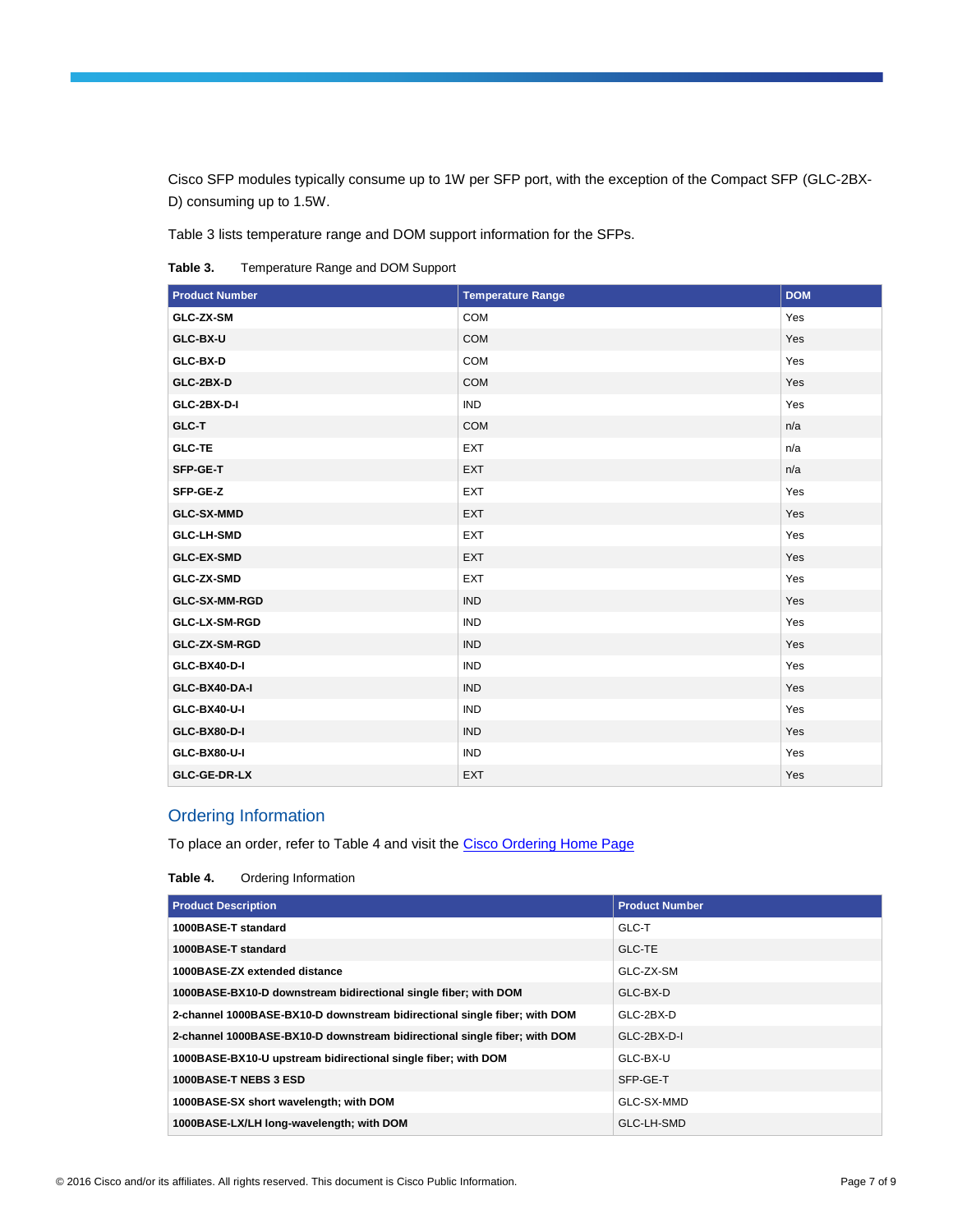Cisco SFP modules typically consume up to 1W per SFP port, with the exception of the Compact SFP (GLC-2BX-D) consuming up to 1.5W.

Table 3 lists temperature range and DOM support information for the SFPs.

**Table 3.** Temperature Range and DOM Support

| Product Number | Temperature Range | DOM |
|---|---|---|
| **GLC-ZX-SM** | COM | Yes |
| **GLC-BX-U** | COM | Yes |
| **GLC-BX-D** | COM | Yes |
| **GLC-2BX-D** | COM | Yes |
| **GLC-2BX-D-I** | IND | Yes |
| **GLC-T** | COM | n/a |
| **GLC-TE** | EXT | n/a |
| **SFP-GE-T** | EXT | n/a |
| **SFP-GE-Z** | EXT | Yes |
| **GLC-SX-MMD** | EXT | Yes |
| **GLC-LH-SMD** | EXT | Yes |
| **GLC-EX-SMD** | EXT | Yes |
| **GLC-ZX-SMD** | EXT | Yes |
| **GLC-SX-MM-RGD** | IND | Yes |
| **GLC-LX-SM-RGD** | IND | Yes |
| **GLC-ZX-SM-RGD** | IND | Yes |
| **GLC-BX40-D-I** | IND | Yes |
| **GLC-BX40-DA-I** | IND | Yes |
| **GLC-BX40-U-I** | IND | Yes |
| **GLC-BX80-D-I** | IND | Yes |
| **GLC-BX80-U-I** | IND | Yes |
| **GLC-GE-DR-LX** | EXT | Yes |

## Ordering Information

To place an order, refer to Table 4 and visit the Cisco Ordering Home Page

**Table 4.** Ordering Information

| Product Description | Product Number |
|---|---|
| **1000BASE-T standard** | GLC-T |
| **1000BASE-T standard** | GLC-TE |
| **1000BASE-ZX extended distance** | GLC-ZX-SM |
| **1000BASE-BX10-D downstream bidirectional single fiber; with DOM** | GLC-BX-D |
| **2-channel 1000BASE-BX10-D downstream bidirectional single fiber; with DOM** | GLC-2BX-D |
| **2-channel 1000BASE-BX10-D downstream bidirectional single fiber; with DOM** | GLC-2BX-D-I |
| **1000BASE-BX10-U upstream bidirectional single fiber; with DOM** | GLC-BX-U |
| **1000BASE-T NEBS 3 ESD** | SFP-GE-T |
| **1000BASE-SX short wavelength; with DOM** | GLC-SX-MMD |
| **1000BASE-LX/LH long-wavelength; with DOM** | GLC-LH-SMD |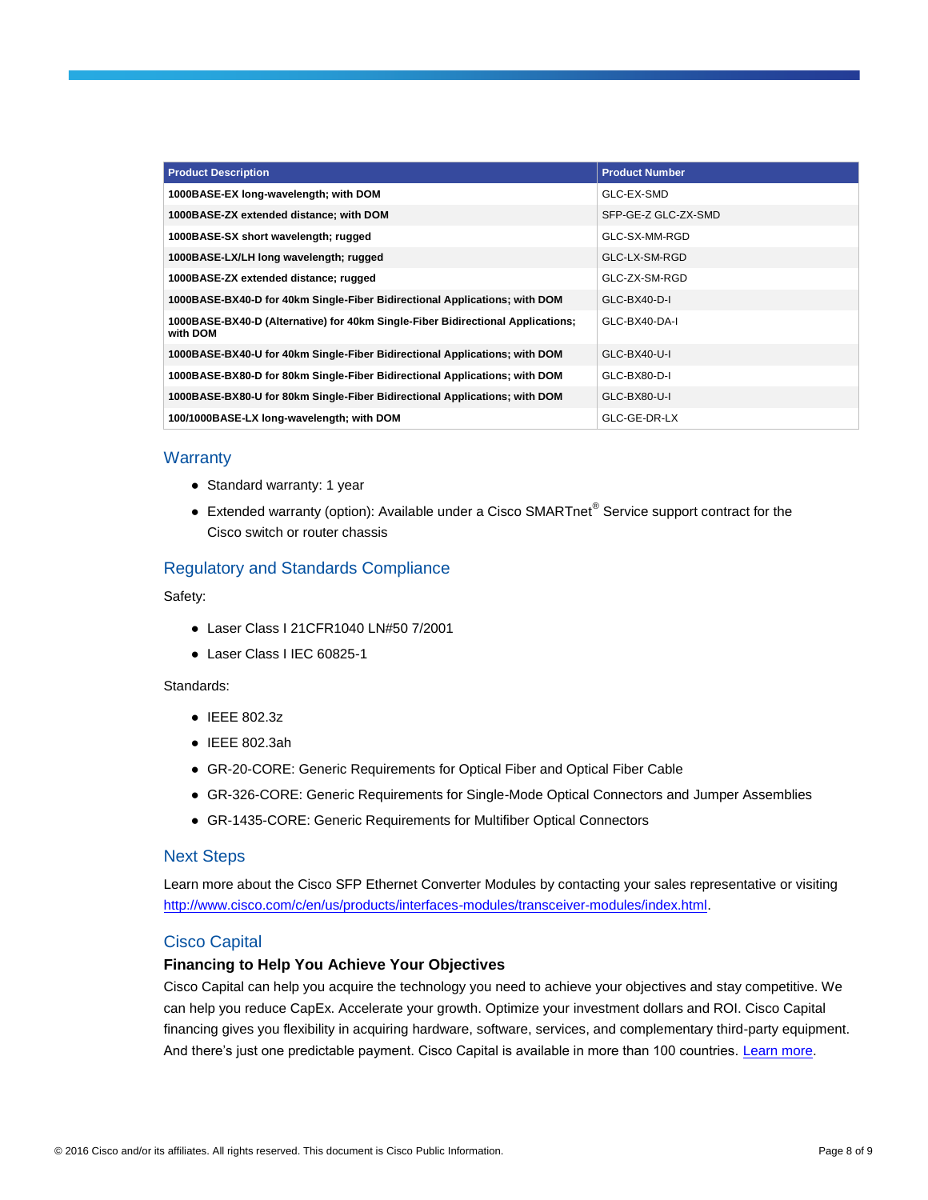| Product Description | Product Number |
| --- | --- |
| **1000BASE-EX long-wavelength; with DOM** | GLC-EX-SMD |
| **1000BASE-ZX extended distance; with DOM** | SFP-GE-Z GLC-ZX-SMD |
| **1000BASE-SX short wavelength; rugged** | GLC-SX-MM-RGD |
| **1000BASE-LX/LH long wavelength; rugged** | GLC-LX-SM-RGD |
| **1000BASE-ZX extended distance; rugged** | GLC-ZX-SM-RGD |
| **1000BASE-BX40-D for 40km Single-Fiber Bidirectional Applications; with DOM** | GLC-BX40-D-I |
| **1000BASE-BX40-D (Alternative) for 40km Single-Fiber Bidirectional Applications; with DOM** | GLC-BX40-DA-I |
| **1000BASE-BX40-U for 40km Single-Fiber Bidirectional Applications; with DOM** | GLC-BX40-U-I |
| **1000BASE-BX80-D for 80km Single-Fiber Bidirectional Applications; with DOM** | GLC-BX80-D-I |
| **1000BASE-BX80-U for 80km Single-Fiber Bidirectional Applications; with DOM** | GLC-BX80-U-I |
| **100/1000BASE-LX long-wavelength; with DOM** | GLC-GE-DR-LX |

## Warranty

- Standard warranty: 1 year
- Extended warranty (option): Available under a Cisco SMARTnet® Service support contract for the Cisco switch or router chassis

## Regulatory and Standards Compliance

Safety:

- Laser Class I 21CFR1040 LN#50 7/2001
- Laser Class I IEC 60825-1

Standards:

- IEEE 802.3z
- IEEE 802.3ah
- GR-20-CORE: Generic Requirements for Optical Fiber and Optical Fiber Cable
- GR-326-CORE: Generic Requirements for Single-Mode Optical Connectors and Jumper Assemblies
- GR-1435-CORE: Generic Requirements for Multifiber Optical Connectors

## Next Steps

Learn more about the Cisco SFP Ethernet Converter Modules by contacting your sales representative or visiting http://www.cisco.com/c/en/us/products/interfaces-modules/transceiver-modules/index.html.

## Cisco Capital

### Financing to Help You Achieve Your Objectives

Cisco Capital can help you acquire the technology you need to achieve your objectives and stay competitive. We can help you reduce CapEx. Accelerate your growth. Optimize your investment dollars and ROI. Cisco Capital financing gives you flexibility in acquiring hardware, software, services, and complementary third-party equipment. And there's just one predictable payment. Cisco Capital is available in more than 100 countries. Learn more.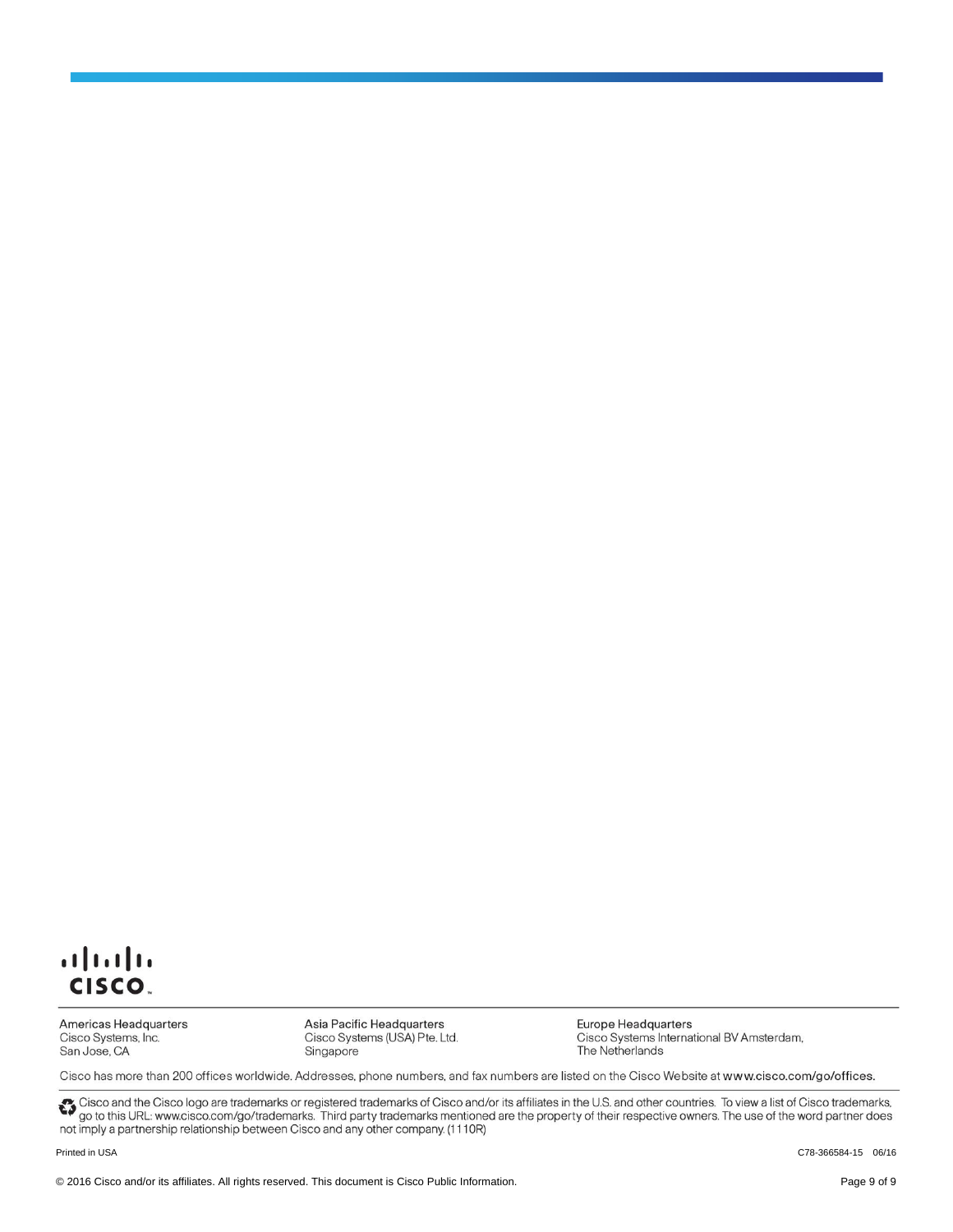Americas Headquarters
Cisco Systems, Inc.
San Jose, CA

Asia Pacific Headquarters
Cisco Systems (USA) Pte. Ltd.
Singapore

Europe Headquarters
Cisco Systems International BV Amsterdam,
The Netherlands

Cisco has more than 200 offices worldwide. Addresses, phone numbers, and fax numbers are listed on the Cisco Website at **www.cisco.com/go/offices.**

Cisco and the Cisco logo are trademarks or registered trademarks of Cisco and/or its affiliates in the U.S. and other countries. To view a list of Cisco trademarks, go to this URL: www.cisco.com/go/trademarks. Third party trademarks mentioned are the property of their respective owners. The use of the word partner does not imply a partnership relationship between Cisco and any other company. (1110R)

Printed in USA C78-366584-15 06/16